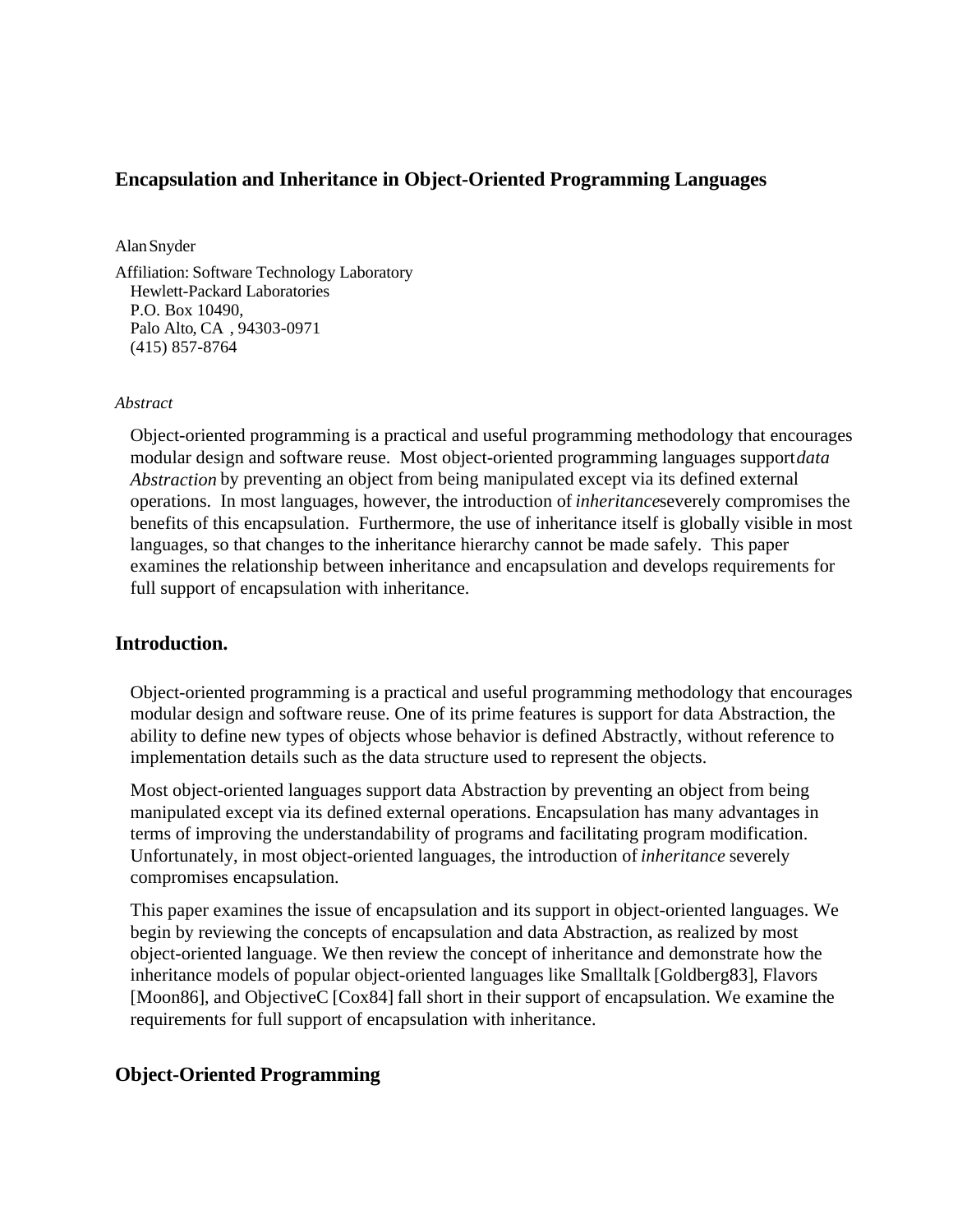# Encapsulation and Inheritance in Object-Oriented Programming Languages

Alan Snyder

Affiliation: Software Technology Laboratory
Hewlett-Packard Laboratories
P.O. Box 10490,
Palo Alto, CA , 94303-0971
(415) 857-8764

*Abstract*

Object-oriented programming is a practical and useful programming methodology that encourages modular design and software reuse. Most object-oriented programming languages support *data Abstraction* by preventing an object from being manipulated except via its defined external operations. In most languages, however, the introduction of *inheritance* severely compromises the benefits of this encapsulation. Furthermore, the use of inheritance itself is globally visible in most languages, so that changes to the inheritance hierarchy cannot be made safely. This paper examines the relationship between inheritance and encapsulation and develops requirements for full support of encapsulation with inheritance.

## Introduction.

Object-oriented programming is a practical and useful programming methodology that encourages modular design and software reuse. One of its prime features is support for data Abstraction, the ability to define new types of objects whose behavior is defined Abstractly, without reference to implementation details such as the data structure used to represent the objects.

Most object-oriented languages support data Abstraction by preventing an object from being manipulated except via its defined external operations. Encapsulation has many advantages in terms of improving the understandability of programs and facilitating program modification. Unfortunately, in most object-oriented languages, the introduction of *inheritance* severely compromises encapsulation.

This paper examines the issue of encapsulation and its support in object-oriented languages. We begin by reviewing the concepts of encapsulation and data Abstraction, as realized by most object-oriented language. We then review the concept of inheritance and demonstrate how the inheritance models of popular object-oriented languages like Smalltalk [Goldberg83], Flavors [Moon86], and ObjectiveC [Cox84] fall short in their support of encapsulation. We examine the requirements for full support of encapsulation with inheritance.

## Object-Oriented Programming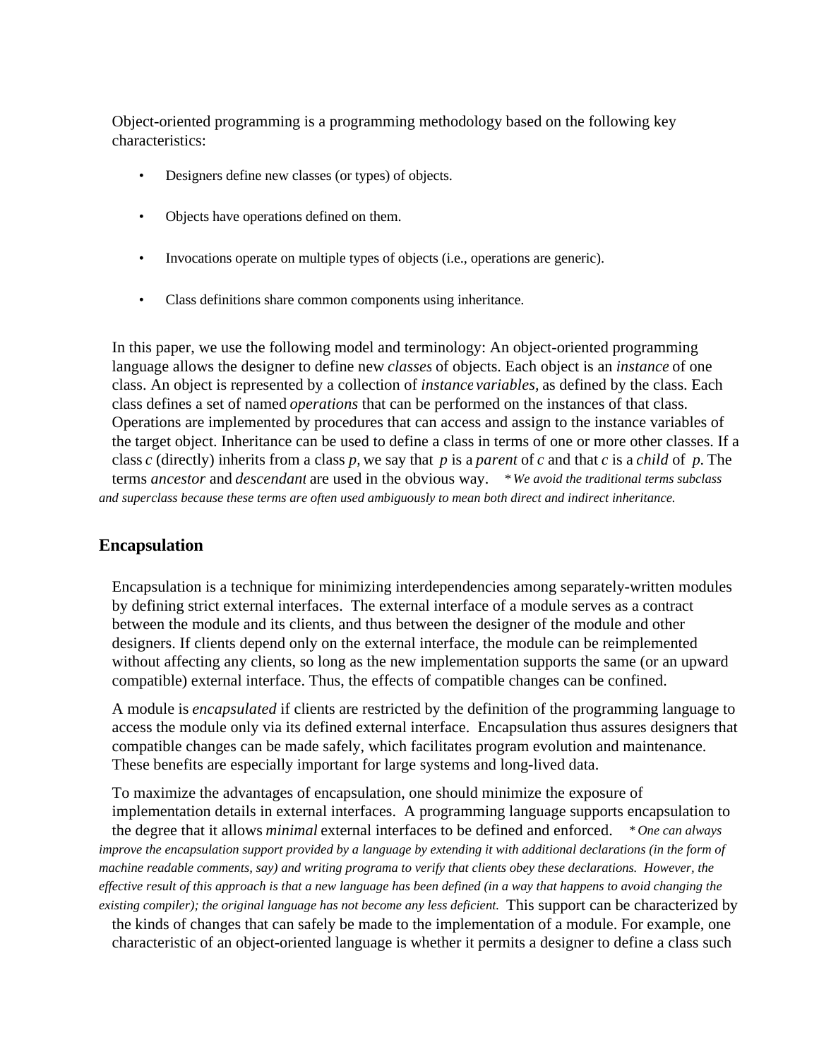Object-oriented programming is a programming methodology based on the following key characteristics:

- Designers define new classes (or types) of objects.
- Objects have operations defined on them.
- Invocations operate on multiple types of objects (i.e., operations are generic).
- Class definitions share common components using inheritance.

In this paper, we use the following model and terminology: An object-oriented programming language allows the designer to define new *classes* of objects. Each object is an *instance* of one class. An object is represented by a collection of *instance variables,* as defined by the class. Each class defines a set of named *operations* that can be performed on the instances of that class. Operations are implemented by procedures that can access and assign to the instance variables of the target object. Inheritance can be used to define a class in terms of one or more other classes. If a class *c* (directly) inherits from a class *p,* we say that *p* is a *parent* of *c* and that *c* is a *child* of *p.* The terms *ancestor* and *descendant* are used in the obvious way. *\* We avoid the traditional terms subclass and superclass because these terms are often used ambiguously to mean both direct and indirect inheritance.*

## Encapsulation

Encapsulation is a technique for minimizing interdependencies among separately-written modules by defining strict external interfaces. The external interface of a module serves as a contract between the module and its clients, and thus between the designer of the module and other designers. If clients depend only on the external interface, the module can be reimplemented without affecting any clients, so long as the new implementation supports the same (or an upward compatible) external interface. Thus, the effects of compatible changes can be confined.

A module is *encapsulated* if clients are restricted by the definition of the programming language to access the module only via its defined external interface. Encapsulation thus assures designers that compatible changes can be made safely, which facilitates program evolution and maintenance. These benefits are especially important for large systems and long-lived data.

To maximize the advantages of encapsulation, one should minimize the exposure of implementation details in external interfaces. A programming language supports encapsulation to the degree that it allows *minimal* external interfaces to be defined and enforced. *\* One can always improve the encapsulation support provided by a language by extending it with additional declarations (in the form of machine readable comments, say) and writing programa to verify that clients obey these declarations. However, the effective result of this approach is that a new language has been defined (in a way that happens to avoid changing the existing compiler); the original language has not become any less deficient.* This support can be characterized by the kinds of changes that can safely be made to the implementation of a module. For example, one characteristic of an object-oriented language is whether it permits a designer to define a class such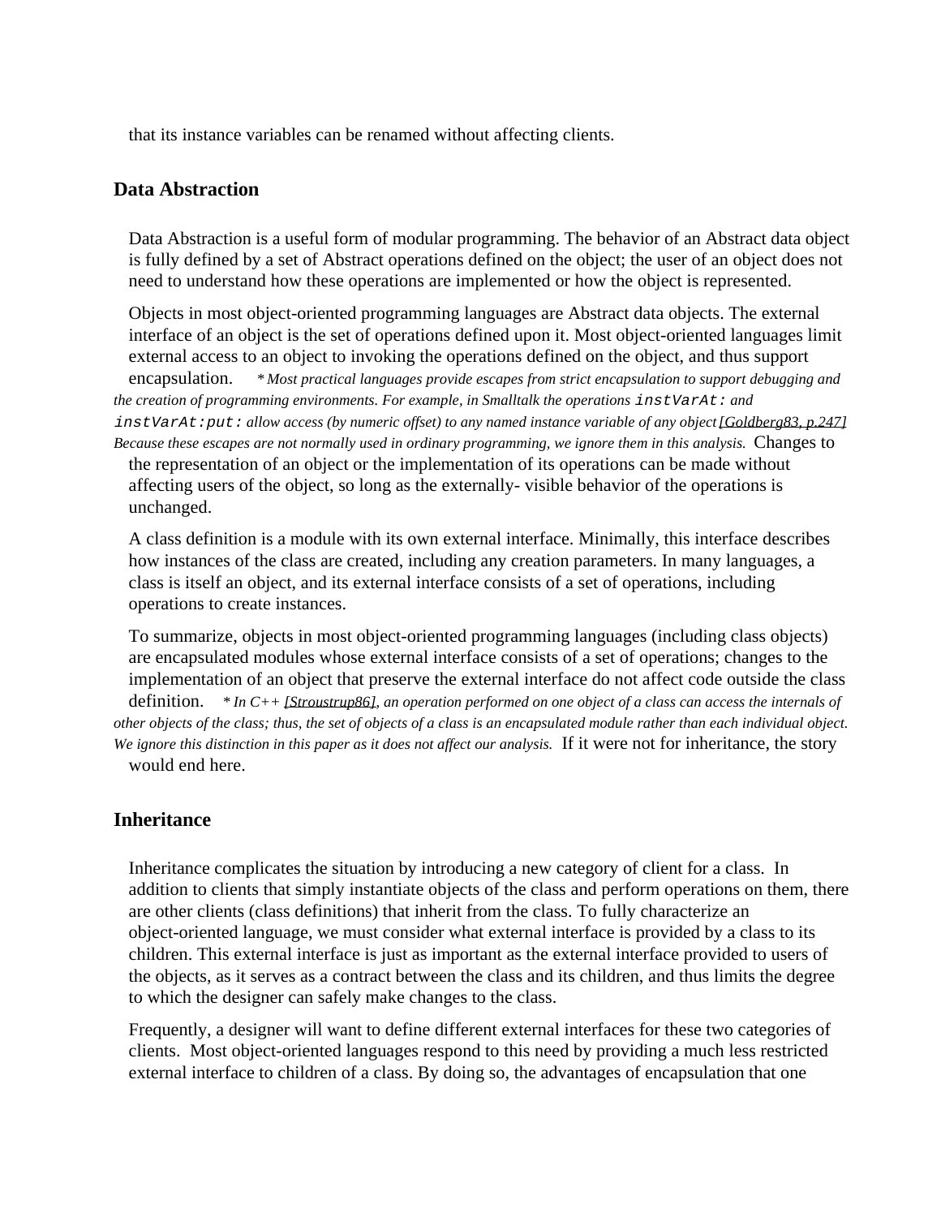that its instance variables can be renamed without affecting clients.

## Data Abstraction

Data Abstraction is a useful form of modular programming. The behavior of an Abstract data object is fully defined by a set of Abstract operations defined on the object; the user of an object does not need to understand how these operations are implemented or how the object is represented.

Objects in most object-oriented programming languages are Abstract data objects. The external interface of an object is the set of operations defined upon it. Most object-oriented languages limit external access to an object to invoking the operations defined on the object, and thus support encapsulation. *\* Most practical languages provide escapes from strict encapsulation to support debugging and the creation of programming environments. For example, in Smalltalk the operations* `instVarAt:` *and* `instVarAt:put:` *allow access (by numeric offset) to any named instance variable of any object [Goldberg83, p.247] Because these escapes are not normally used in ordinary programming, we ignore them in this analysis.* Changes to the representation of an object or the implementation of its operations can be made without affecting users of the object, so long as the externally- visible behavior of the operations is unchanged.

A class definition is a module with its own external interface. Minimally, this interface describes how instances of the class are created, including any creation parameters. In many languages, a class is itself an object, and its external interface consists of a set of operations, including operations to create instances.

To summarize, objects in most object-oriented programming languages (including class objects) are encapsulated modules whose external interface consists of a set of operations; changes to the implementation of an object that preserve the external interface do not affect code outside the class definition. *\* In C++ [Stroustrup86], an operation performed on one object of a class can access the internals of other objects of the class; thus, the set of objects of a class is an encapsulated module rather than each individual object. We ignore this distinction in this paper as it does not affect our analysis.* If it were not for inheritance, the story would end here.

## Inheritance

Inheritance complicates the situation by introducing a new category of client for a class. In addition to clients that simply instantiate objects of the class and perform operations on them, there are other clients (class definitions) that inherit from the class. To fully characterize an object-oriented language, we must consider what external interface is provided by a class to its children. This external interface is just as important as the external interface provided to users of the objects, as it serves as a contract between the class and its children, and thus limits the degree to which the designer can safely make changes to the class.

Frequently, a designer will want to define different external interfaces for these two categories of clients. Most object-oriented languages respond to this need by providing a much less restricted external interface to children of a class. By doing so, the advantages of encapsulation that one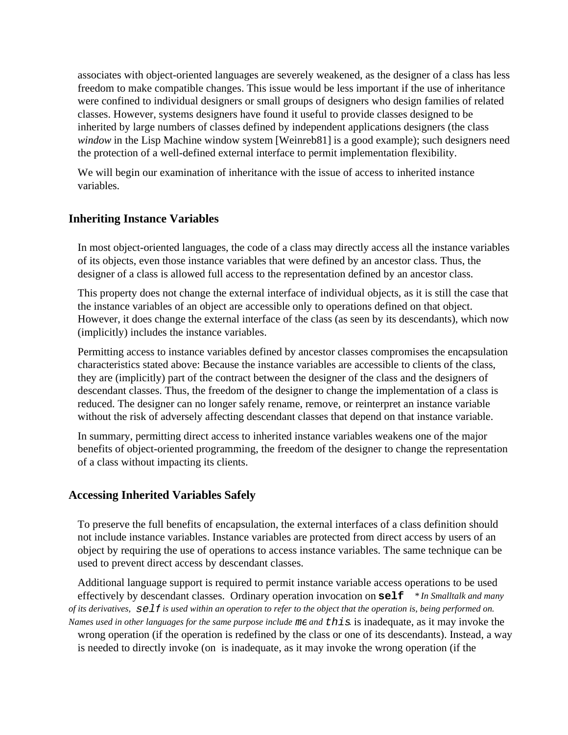associates with object-oriented languages are severely weakened, as the designer of a class has less freedom to make compatible changes. This issue would be less important if the use of inheritance were confined to individual designers or small groups of designers who design families of related classes. However, systems designers have found it useful to provide classes designed to be inherited by large numbers of classes defined by independent applications designers (the class *window* in the Lisp Machine window system [Weinreb81] is a good example); such designers need the protection of a well-defined external interface to permit implementation flexibility.

We will begin our examination of inheritance with the issue of access to inherited instance variables.

## Inheriting Instance Variables

In most object-oriented languages, the code of a class may directly access all the instance variables of its objects, even those instance variables that were defined by an ancestor class. Thus, the designer of a class is allowed full access to the representation defined by an ancestor class.

This property does not change the external interface of individual objects, as it is still the case that the instance variables of an object are accessible only to operations defined on that object. However, it does change the external interface of the class (as seen by its descendants), which now (implicitly) includes the instance variables.

Permitting access to instance variables defined by ancestor classes compromises the encapsulation characteristics stated above: Because the instance variables are accessible to clients of the class, they are (implicitly) part of the contract between the designer of the class and the designers of descendant classes. Thus, the freedom of the designer to change the implementation of a class is reduced. The designer can no longer safely rename, remove, or reinterpret an instance variable without the risk of adversely affecting descendant classes that depend on that instance variable.

In summary, permitting direct access to inherited instance variables weakens one of the major benefits of object-oriented programming, the freedom of the designer to change the representation of a class without impacting its clients.

## Accessing Inherited Variables Safely

To preserve the full benefits of encapsulation, the external interfaces of a class definition should not include instance variables. Instance variables are protected from direct access by users of an object by requiring the use of operations to access instance variables. The same technique can be used to prevent direct access by descendant classes.

Additional language support is required to permit instance variable access operations to be used effectively by descendant classes. Ordinary operation invocation on **`self`** *\* In Smalltalk and many of its derivatives,* `self` *is used within an operation to refer to the object that the operation is, being performed on. Names used in other languages for the same purpose include* `me` *and* `this`*.* is inadequate, as it may invoke the wrong operation (if the operation is redefined by the class or one of its descendants). Instead, a way is needed to directly invoke (on is inadequate, as it may invoke the wrong operation (if the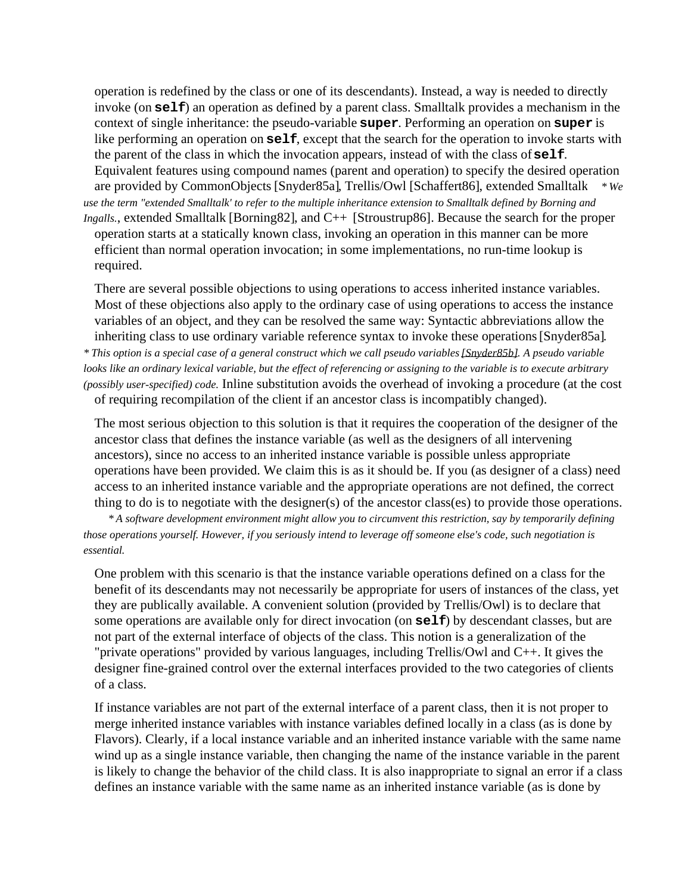operation is redefined by the class or one of its descendants). Instead, a way is needed to directly invoke (on **self**) an operation as defined by a parent class. Smalltalk provides a mechanism in the context of single inheritance: the pseudo-variable **super**. Performing an operation on **super** is like performing an operation on **self**, except that the search for the operation to invoke starts with the parent of the class in which the invocation appears, instead of with the class of **self**. Equivalent features using compound names (parent and operation) to specify the desired operation are provided by CommonObjects [Snyder85a], Trellis/Owl [Schaffert86], extended Smalltalk *\* We use the term "extended Smalltalk' to refer to the multiple inheritance extension to Smalltalk defined by Borning and Ingalls.*, extended Smalltalk [Borning82], and C++ [Stroustrup86]. Because the search for the proper operation starts at a statically known class, invoking an operation in this manner can be more efficient than normal operation invocation; in some implementations, no run-time lookup is required.

There are several possible objections to using operations to access inherited instance variables. Most of these objections also apply to the ordinary case of using operations to access the instance variables of an object, and they can be resolved the same way: Syntactic abbreviations allow the inheriting class to use ordinary variable reference syntax to invoke these operations [Snyder85a]. *\* This option is a special case of a general construct which we call pseudo variables [Snyder85b]. A pseudo variable looks like an ordinary lexical variable, but the effect of referencing or assigning to the variable is to execute arbitrary (possibly user-specified) code.* Inline substitution avoids the overhead of invoking a procedure (at the cost of requiring recompilation of the client if an ancestor class is incompatibly changed).

The most serious objection to this solution is that it requires the cooperation of the designer of the ancestor class that defines the instance variable (as well as the designers of all intervening ancestors), since no access to an inherited instance variable is possible unless appropriate operations have been provided. We claim this is as it should be. If you (as designer of a class) need access to an inherited instance variable and the appropriate operations are not defined, the correct thing to do is to negotiate with the designer(s) of the ancestor class(es) to provide those operations. *\* A software development environment might allow you to circumvent this restriction, say by temporarily defining those operations yourself. However, if you seriously intend to leverage off someone else's code, such negotiation is essential.*

One problem with this scenario is that the instance variable operations defined on a class for the benefit of its descendants may not necessarily be appropriate for users of instances of the class, yet they are publically available. A convenient solution (provided by Trellis/Owl) is to declare that some operations are available only for direct invocation (on **self**) by descendant classes, but are not part of the external interface of objects of the class. This notion is a generalization of the "private operations" provided by various languages, including Trellis/Owl and C++. It gives the designer fine-grained control over the external interfaces provided to the two categories of clients of a class.

If instance variables are not part of the external interface of a parent class, then it is not proper to merge inherited instance variables with instance variables defined locally in a class (as is done by Flavors). Clearly, if a local instance variable and an inherited instance variable with the same name wind up as a single instance variable, then changing the name of the instance variable in the parent is likely to change the behavior of the child class. It is also inappropriate to signal an error if a class defines an instance variable with the same name as an inherited instance variable (as is done by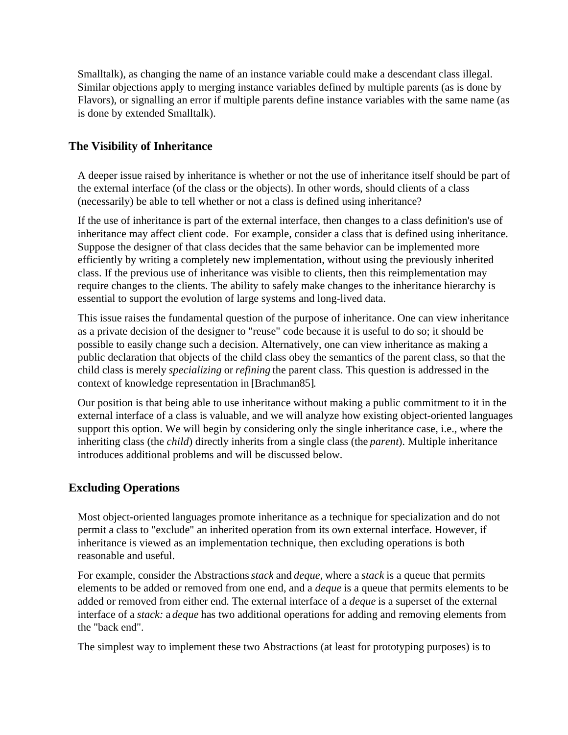Smalltalk), as changing the name of an instance variable could make a descendant class illegal. Similar objections apply to merging instance variables defined by multiple parents (as is done by Flavors), or signalling an error if multiple parents define instance variables with the same name (as is done by extended Smalltalk).

## The Visibility of Inheritance

A deeper issue raised by inheritance is whether or not the use of inheritance itself should be part of the external interface (of the class or the objects). In other words, should clients of a class (necessarily) be able to tell whether or not a class is defined using inheritance?

If the use of inheritance is part of the external interface, then changes to a class definition's use of inheritance may affect client code. For example, consider a class that is defined using inheritance. Suppose the designer of that class decides that the same behavior can be implemented more efficiently by writing a completely new implementation, without using the previously inherited class. If the previous use of inheritance was visible to clients, then this reimplementation may require changes to the clients. The ability to safely make changes to the inheritance hierarchy is essential to support the evolution of large systems and long-lived data.

This issue raises the fundamental question of the purpose of inheritance. One can view inheritance as a private decision of the designer to "reuse" code because it is useful to do so; it should be possible to easily change such a decision. Alternatively, one can view inheritance as making a public declaration that objects of the child class obey the semantics of the parent class, so that the child class is merely *specializing* or *refining* the parent class. This question is addressed in the context of knowledge representation in [Brachman85].

Our position is that being able to use inheritance without making a public commitment to it in the external interface of a class is valuable, and we will analyze how existing object-oriented languages support this option. We will begin by considering only the single inheritance case, i.e., where the inheriting class (the *child*) directly inherits from a single class (the *parent*). Multiple inheritance introduces additional problems and will be discussed below.

## Excluding Operations

Most object-oriented languages promote inheritance as a technique for specialization and do not permit a class to "exclude" an inherited operation from its own external interface. However, if inheritance is viewed as an implementation technique, then excluding operations is both reasonable and useful.

For example, consider the Abstractions *stack* and *deque*, where a *stack* is a queue that permits elements to be added or removed from one end, and a *deque* is a queue that permits elements to be added or removed from either end. The external interface of a *deque* is a superset of the external interface of a *stack:* a *deque* has two additional operations for adding and removing elements from the "back end".

The simplest way to implement these two Abstractions (at least for prototyping purposes) is to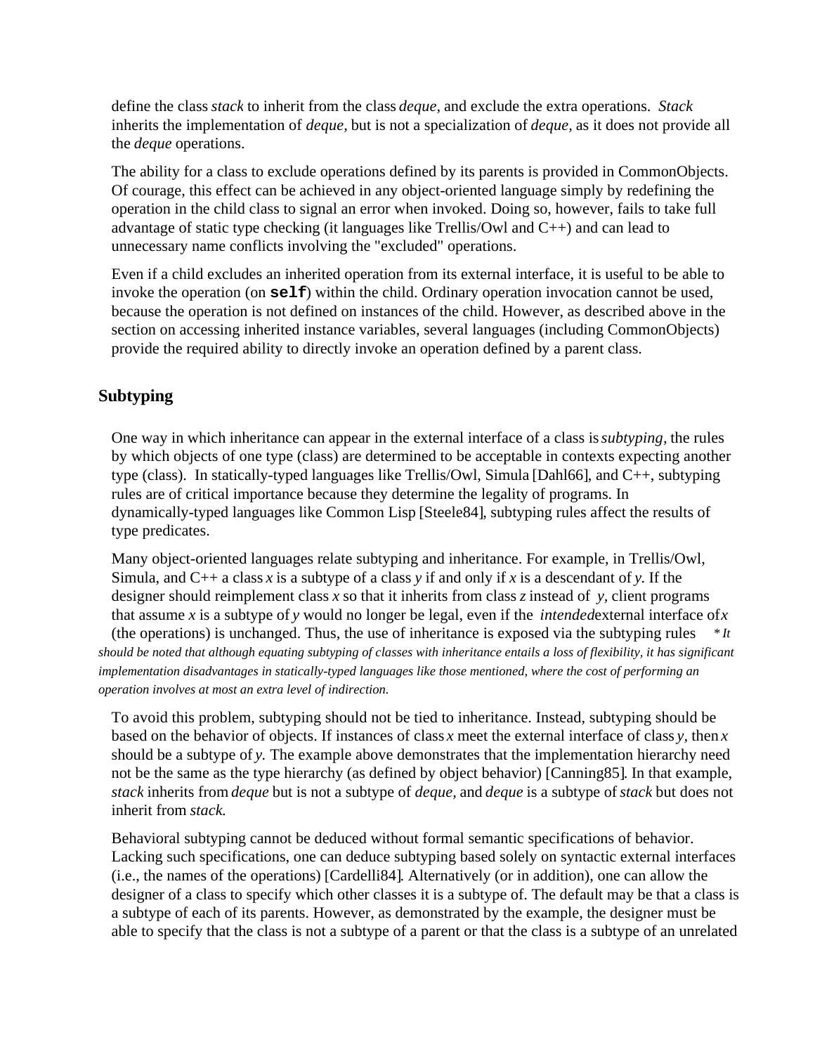define the class *stack* to inherit from the class *deque,* and exclude the extra operations. *Stack* inherits the implementation of *deque,* but is not a specialization of *deque,* as it does not provide all the *deque* operations.

The ability for a class to exclude operations defined by its parents is provided in CommonObjects. Of courage, this effect can be achieved in any object-oriented language simply by redefining the operation in the child class to signal an error when invoked. Doing so, however, fails to take full advantage of static type checking (it languages like Trellis/Owl and C++) and can lead to unnecessary name conflicts involving the "excluded" operations.

Even if a child excludes an inherited operation from its external interface, it is useful to be able to invoke the operation (on **`self`**) within the child. Ordinary operation invocation cannot be used, because the operation is not defined on instances of the child. However, as described above in the section on accessing inherited instance variables, several languages (including CommonObjects) provide the required ability to directly invoke an operation defined by a parent class.

## Subtyping

One way in which inheritance can appear in the external interface of a class is *subtyping,* the rules by which objects of one type (class) are determined to be acceptable in contexts expecting another type (class). In statically-typed languages like Trellis/Owl, Simula [Dahl66], and C++, subtyping rules are of critical importance because they determine the legality of programs. In dynamically-typed languages like Common Lisp [Steele84], subtyping rules affect the results of type predicates.

Many object-oriented languages relate subtyping and inheritance. For example, in Trellis/Owl, Simula, and C++ a class *x* is a subtype of a class *y* if and only if *x* is a descendant of *y.* If the designer should reimplement class *x* so that it inherits from class *z* instead of *y*, client programs that assume *x* is a subtype of *y* would no longer be legal, even if the *intended* external interface of *x* (the operations) is unchanged. Thus, the use of inheritance is exposed via the subtyping rules *

\* *It should be noted that although equating subtyping of classes with inheritance entails a loss of flexibility, it has significant implementation disadvantages in statically-typed languages like those mentioned, where the cost of performing an operation involves at most an extra level of indirection.*

To avoid this problem, subtyping should not be tied to inheritance. Instead, subtyping should be based on the behavior of objects. If instances of class *x* meet the external interface of class *y,* then *x* should be a subtype of *y.* The example above demonstrates that the implementation hierarchy need not be the same as the type hierarchy (as defined by object behavior) [Canning85]. In that example, *stack* inherits from *deque* but is not a subtype of *deque,* and *deque* is a subtype of *stack* but does not inherit from *stack.*

Behavioral subtyping cannot be deduced without formal semantic specifications of behavior. Lacking such specifications, one can deduce subtyping based solely on syntactic external interfaces (i.e., the names of the operations) [Cardelli84]. Alternatively (or in addition), one can allow the designer of a class to specify which other classes it is a subtype of. The default may be that a class is a subtype of each of its parents. However, as demonstrated by the example, the designer must be able to specify that the class is not a subtype of a parent or that the class is a subtype of an unrelated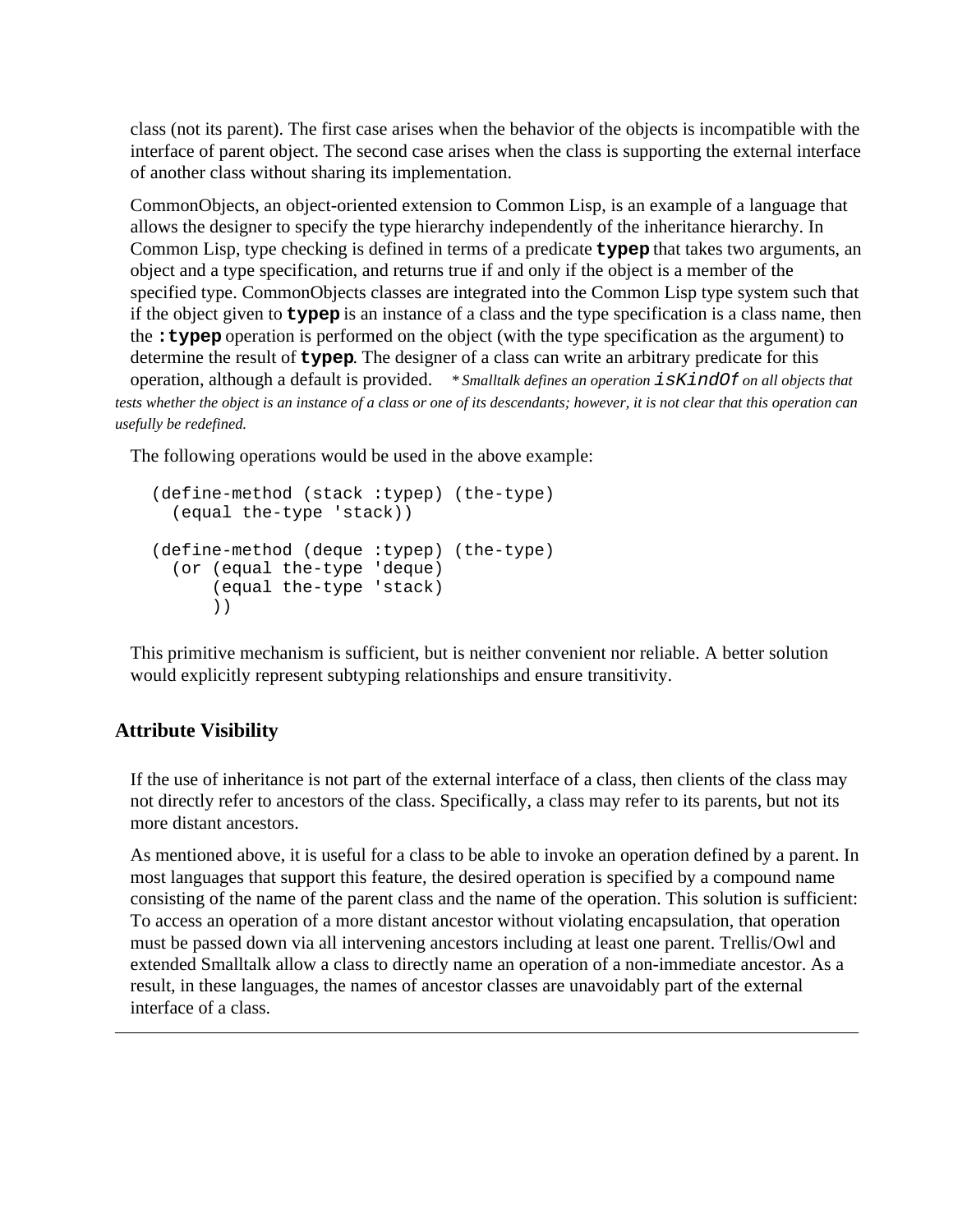class (not its parent). The first case arises when the behavior of the objects is incompatible with the interface of parent object. The second case arises when the class is supporting the external interface of another class without sharing its implementation.

CommonObjects, an object-oriented extension to Common Lisp, is an example of a language that allows the designer to specify the type hierarchy independently of the inheritance hierarchy. In Common Lisp, type checking is defined in terms of a predicate **`typep`** that takes two arguments, an object and a type specification, and returns true if and only if the object is a member of the specified type. CommonObjects classes are integrated into the Common Lisp type system such that if the object given to **`typep`** is an instance of a class and the type specification is a class name, then the **`:typep`** operation is performed on the object (with the type specification as the argument) to determine the result of **`typep`**. The designer of a class can write an arbitrary predicate for this operation, although a default is provided.

*\* Smalltalk defines an operation `isKindOf` on all objects that tests whether the object is an instance of a class or one of its descendants; however, it is not clear that this operation can usefully be redefined.*

The following operations would be used in the above example:

```
(define-method (stack :typep) (the-type)
  (equal the-type 'stack))

(define-method (deque :typep) (the-type)
  (or (equal the-type 'deque)
      (equal the-type 'stack)
      ))
```

This primitive mechanism is sufficient, but is neither convenient nor reliable. A better solution would explicitly represent subtyping relationships and ensure transitivity.

### Attribute Visibility

If the use of inheritance is not part of the external interface of a class, then clients of the class may not directly refer to ancestors of the class. Specifically, a class may refer to its parents, but not its more distant ancestors.

As mentioned above, it is useful for a class to be able to invoke an operation defined by a parent. In most languages that support this feature, the desired operation is specified by a compound name consisting of the name of the parent class and the name of the operation. This solution is sufficient: To access an operation of a more distant ancestor without violating encapsulation, that operation must be passed down via all intervening ancestors including at least one parent. Trellis/Owl and extended Smalltalk allow a class to directly name an operation of a non-immediate ancestor. As a result, in these languages, the names of ancestor classes are unavoidably part of the external interface of a class.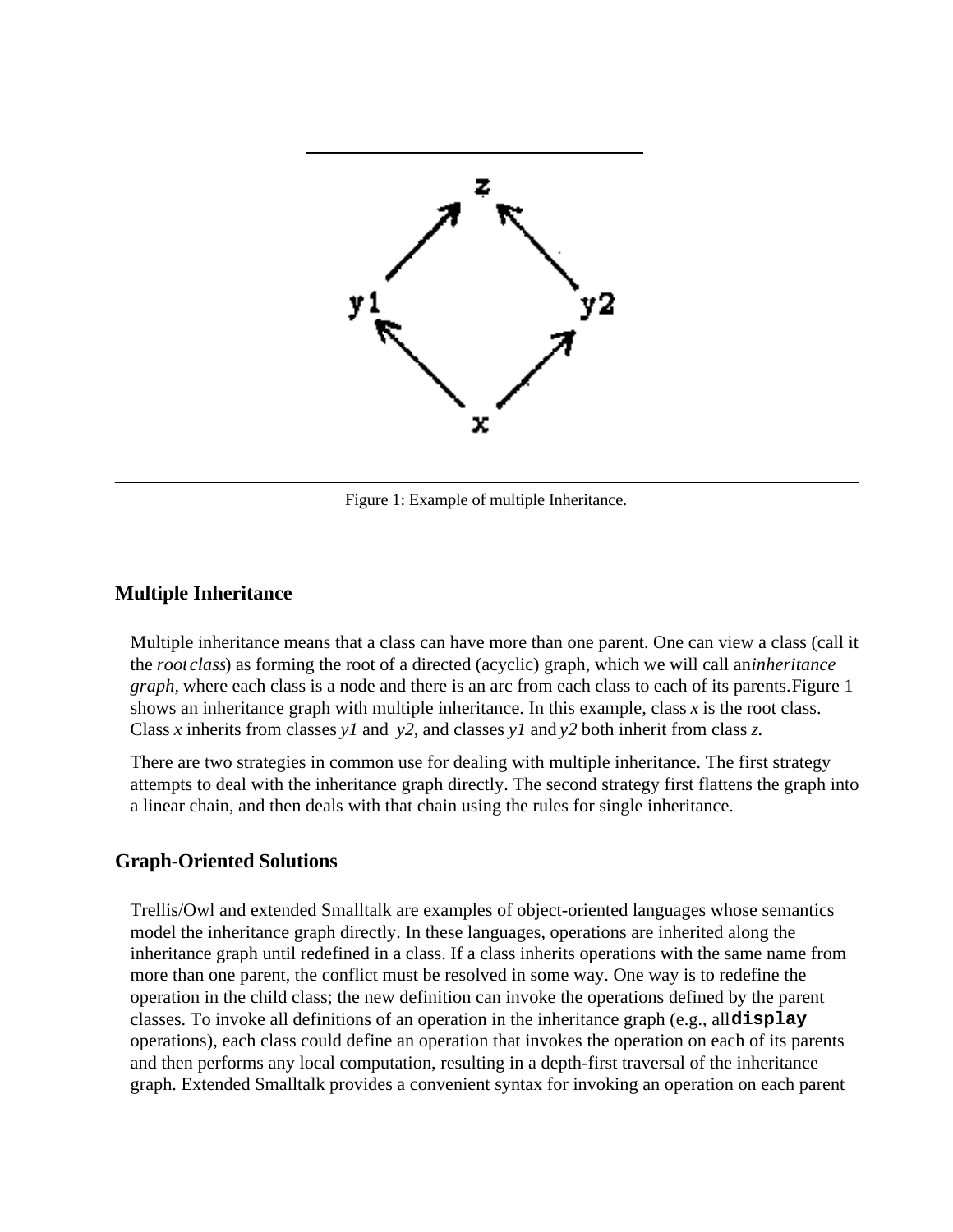Figure 1: Example of multiple Inheritance.

## Multiple Inheritance

Multiple inheritance means that a class can have more than one parent. One can view a class (call it the *root class*) as forming the root of a directed (acyclic) graph, which we will call an *inheritance graph*, where each class is a node and there is an arc from each class to each of its parents. Figure 1 shows an inheritance graph with multiple inheritance. In this example, class *x* is the root class. Class *x* inherits from classes *y1* and *y2*, and classes *y1* and *y2* both inherit from class *z*.

There are two strategies in common use for dealing with multiple inheritance. The first strategy attempts to deal with the inheritance graph directly. The second strategy first flattens the graph into a linear chain, and then deals with that chain using the rules for single inheritance.

## Graph-Oriented Solutions

Trellis/Owl and extended Smalltalk are examples of object-oriented languages whose semantics model the inheritance graph directly. In these languages, operations are inherited along the inheritance graph until redefined in a class. If a class inherits operations with the same name from more than one parent, the conflict must be resolved in some way. One way is to redefine the operation in the child class; the new definition can invoke the operations defined by the parent classes. To invoke all definitions of an operation in the inheritance graph (e.g., all **`display`** operations), each class could define an operation that invokes the operation on each of its parents and then performs any local computation, resulting in a depth-first traversal of the inheritance graph. Extended Smalltalk provides a convenient syntax for invoking an operation on each parent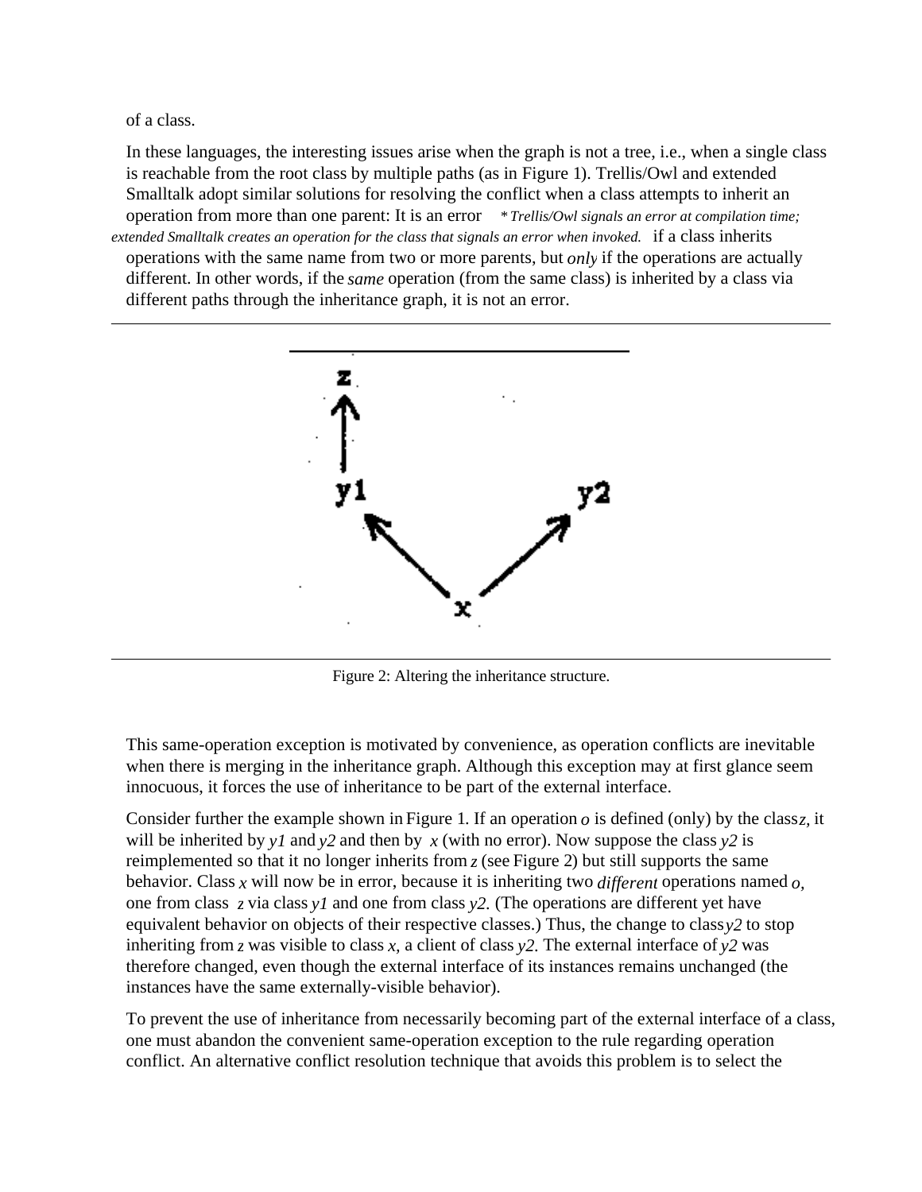of a class.

In these languages, the interesting issues arise when the graph is not a tree, i.e., when a single class is reachable from the root class by multiple paths (as in Figure 1). Trellis/Owl and extended Smalltalk adopt similar solutions for resolving the conflict when a class attempts to inherit an operation from more than one parent: It is an error *\* Trellis/Owl signals an error at compilation time; extended Smalltalk creates an operation for the class that signals an error when invoked.* if a class inherits operations with the same name from two or more parents, but *only* if the operations are actually different. In other words, if the *same* operation (from the same class) is inherited by a class via different paths through the inheritance graph, it is not an error.

Figure 2: Altering the inheritance structure.

This same-operation exception is motivated by convenience, as operation conflicts are inevitable when there is merging in the inheritance graph. Although this exception may at first glance seem innocuous, it forces the use of inheritance to be part of the external interface.

Consider further the example shown in Figure 1. If an operation *o* is defined (only) by the class *z*, it will be inherited by *y1* and *y2* and then by *x* (with no error). Now suppose the class *y2* is reimplemented so that it no longer inherits from *z* (see Figure 2) but still supports the same behavior. Class *x* will now be in error, because it is inheriting two *different* operations named *o*, one from class *z* via class *y1* and one from class *y2*. (The operations are different yet have equivalent behavior on objects of their respective classes.) Thus, the change to class *y2* to stop inheriting from *z* was visible to class *x*, a client of class *y2*. The external interface of *y2* was therefore changed, even though the external interface of its instances remains unchanged (the instances have the same externally-visible behavior).

To prevent the use of inheritance from necessarily becoming part of the external interface of a class, one must abandon the convenient same-operation exception to the rule regarding operation conflict. An alternative conflict resolution technique that avoids this problem is to select the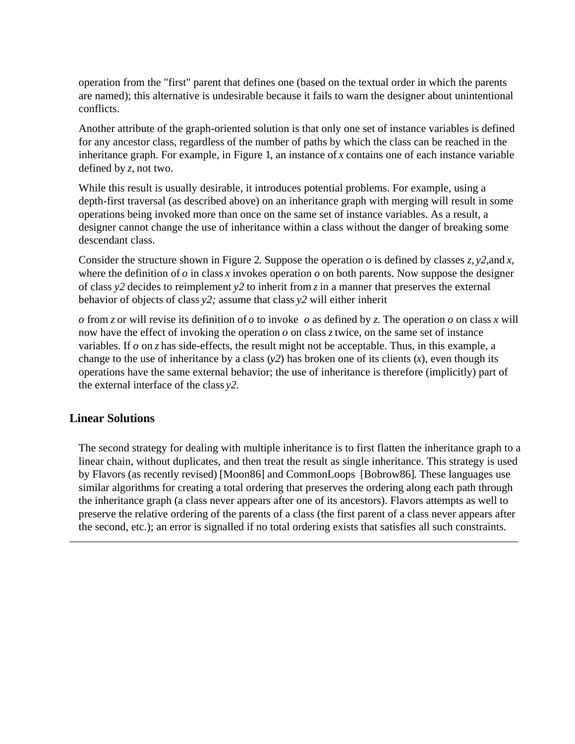operation from the "first" parent that defines one (based on the textual order in which the parents are named); this alternative is undesirable because it fails to warn the designer about unintentional conflicts.

Another attribute of the graph-oriented solution is that only one set of instance variables is defined for any ancestor class, regardless of the number of paths by which the class can be reached in the inheritance graph. For example, in Figure 1, an instance of *x* contains one of each instance variable defined by *z*, not two.

While this result is usually desirable, it introduces potential problems. For example, using a depth-first traversal (as described above) on an inheritance graph with merging will result in some operations being invoked more than once on the same set of instance variables. As a result, a designer cannot change the use of inheritance within a class without the danger of breaking some descendant class.

Consider the structure shown in Figure 2. Suppose the operation *o* is defined by classes *z, y2,*and *x,* where the definition of *o* in class *x* invokes operation *o* on both parents. Now suppose the designer of class *y2* decides to reimplement *y2* to inherit from *z* in a manner that preserves the external behavior of objects of class *y2;* assume that class *y2* will either inherit

*o* from *z* or will revise its definition of *o* to invoke *o* as defined by *z*. The operation *o* on class *x* will now have the effect of invoking the operation *o* on class *z* twice, on the same set of instance variables. If *o* on *z* has side-effects, the result might not be acceptable. Thus, in this example, a change to the use of inheritance by a class (*y2*) has broken one of its clients (*x*), even though its operations have the same external behavior; the use of inheritance is therefore (implicitly) part of the external interface of the class *y2*.

## Linear Solutions

The second strategy for dealing with multiple inheritance is to first flatten the inheritance graph to a linear chain, without duplicates, and then treat the result as single inheritance. This strategy is used by Flavors (as recently revised) [Moon86] and CommonLoops [Bobrow86]. These languages use similar algorithms for creating a total ordering that preserves the ordering along each path through the inheritance graph (a class never appears after one of its ancestors). Flavors attempts as well to preserve the relative ordering of the parents of a class (the first parent of a class never appears after the second, etc.); an error is signalled if no total ordering exists that satisfies all such constraints.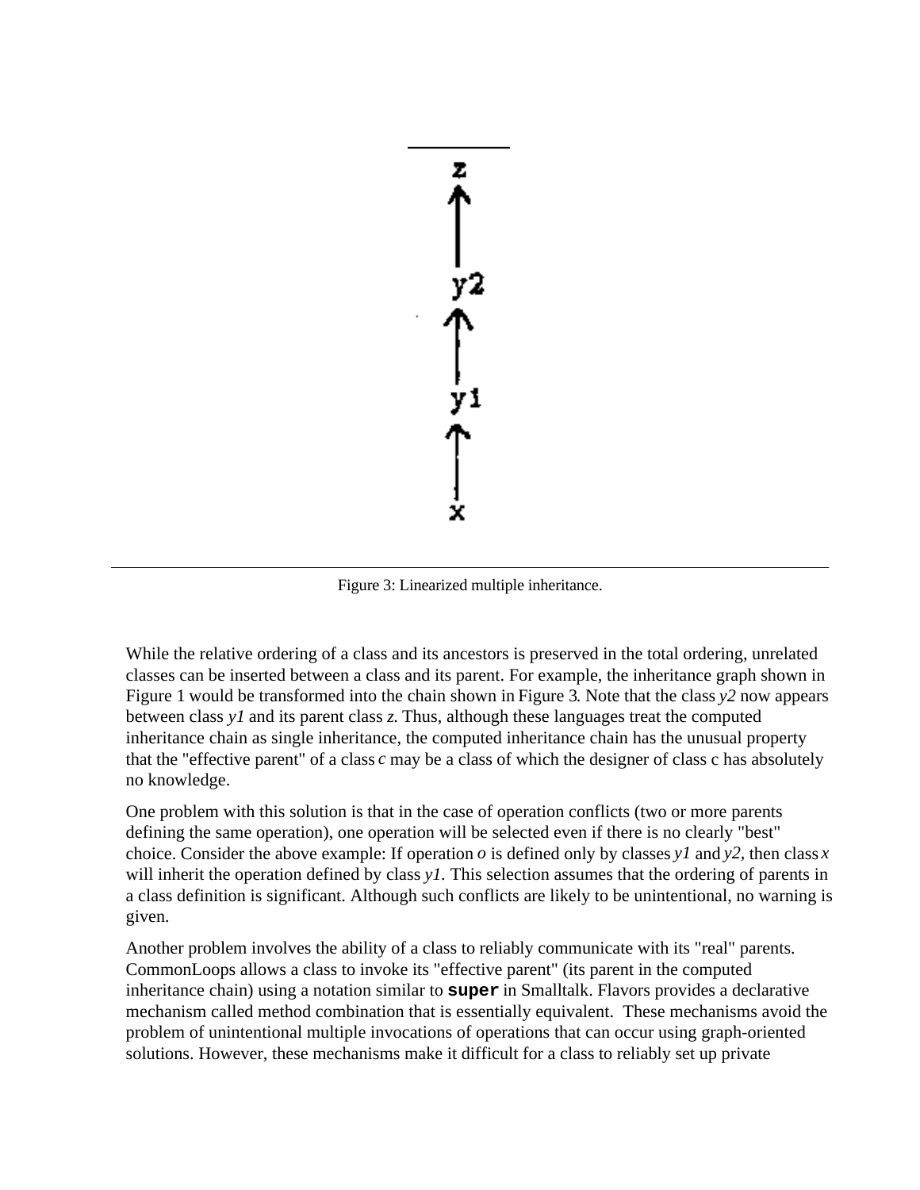Figure 3: Linearized multiple inheritance.

While the relative ordering of a class and its ancestors is preserved in the total ordering, unrelated classes can be inserted between a class and its parent. For example, the inheritance graph shown in Figure 1 would be transformed into the chain shown in Figure 3. Note that the class *y2* now appears between class *y1* and its parent class *z*. Thus, although these languages treat the computed inheritance chain as single inheritance, the computed inheritance chain has the unusual property that the "effective parent" of a class *c* may be a class of which the designer of class c has absolutely no knowledge.

One problem with this solution is that in the case of operation conflicts (two or more parents defining the same operation), one operation will be selected even if there is no clearly "best" choice. Consider the above example: If operation *o* is defined only by classes *y1* and *y2*, then class *x* will inherit the operation defined by class *y1*. This selection assumes that the ordering of parents in a class definition is significant. Although such conflicts are likely to be unintentional, no warning is given.

Another problem involves the ability of a class to reliably communicate with its "real" parents. CommonLoops allows a class to invoke its "effective parent" (its parent in the computed inheritance chain) using a notation similar to **`super`** in Smalltalk. Flavors provides a declarative mechanism called method combination that is essentially equivalent. These mechanisms avoid the problem of unintentional multiple invocations of operations that can occur using graph-oriented solutions. However, these mechanisms make it difficult for a class to reliably set up private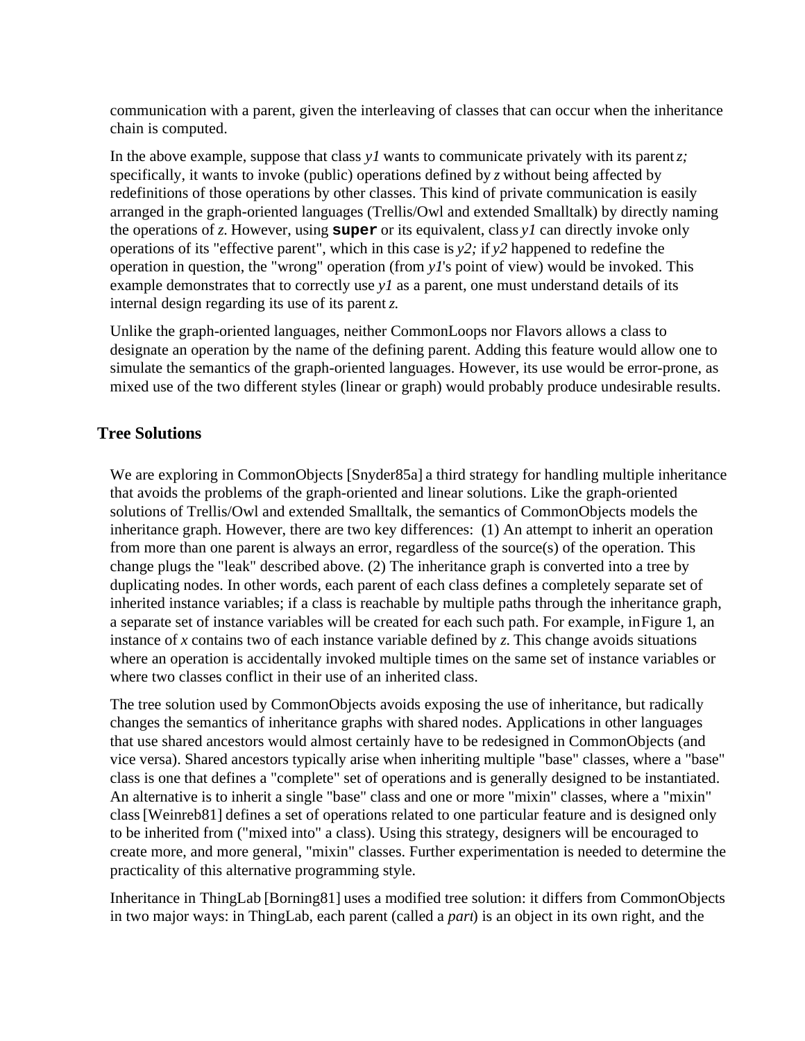communication with a parent, given the interleaving of classes that can occur when the inheritance chain is computed.

In the above example, suppose that class *y1* wants to communicate privately with its parent *z;* specifically, it wants to invoke (public) operations defined by *z* without being affected by redefinitions of those operations by other classes. This kind of private communication is easily arranged in the graph-oriented languages (Trellis/Owl and extended Smalltalk) by directly naming the operations of *z.* However, using **`super`** or its equivalent, class *y1* can directly invoke only operations of its "effective parent", which in this case is *y2;* if *y2* happened to redefine the operation in question, the "wrong" operation (from *y1*'s point of view) would be invoked. This example demonstrates that to correctly use *y1* as a parent, one must understand details of its internal design regarding its use of its parent *z.*

Unlike the graph-oriented languages, neither CommonLoops nor Flavors allows a class to designate an operation by the name of the defining parent. Adding this feature would allow one to simulate the semantics of the graph-oriented languages. However, its use would be error-prone, as mixed use of the two different styles (linear or graph) would probably produce undesirable results.

## Tree Solutions

We are exploring in CommonObjects [Snyder85a] a third strategy for handling multiple inheritance that avoids the problems of the graph-oriented and linear solutions. Like the graph-oriented solutions of Trellis/Owl and extended Smalltalk, the semantics of CommonObjects models the inheritance graph. However, there are two key differences: (1) An attempt to inherit an operation from more than one parent is always an error, regardless of the source(s) of the operation. This change plugs the "leak" described above. (2) The inheritance graph is converted into a tree by duplicating nodes. In other words, each parent of each class defines a completely separate set of inherited instance variables; if a class is reachable by multiple paths through the inheritance graph, a separate set of instance variables will be created for each such path. For example, in Figure 1, an instance of *x* contains two of each instance variable defined by *z.* This change avoids situations where an operation is accidentally invoked multiple times on the same set of instance variables or where two classes conflict in their use of an inherited class.

The tree solution used by CommonObjects avoids exposing the use of inheritance, but radically changes the semantics of inheritance graphs with shared nodes. Applications in other languages that use shared ancestors would almost certainly have to be redesigned in CommonObjects (and vice versa). Shared ancestors typically arise when inheriting multiple "base" classes, where a "base" class is one that defines a "complete" set of operations and is generally designed to be instantiated. An alternative is to inherit a single "base" class and one or more "mixin" classes, where a "mixin" class [Weinreb81] defines a set of operations related to one particular feature and is designed only to be inherited from ("mixed into" a class). Using this strategy, designers will be encouraged to create more, and more general, "mixin" classes. Further experimentation is needed to determine the practicality of this alternative programming style.

Inheritance in ThingLab [Borning81] uses a modified tree solution: it differs from CommonObjects in two major ways: in ThingLab, each parent (called a *part*) is an object in its own right, and the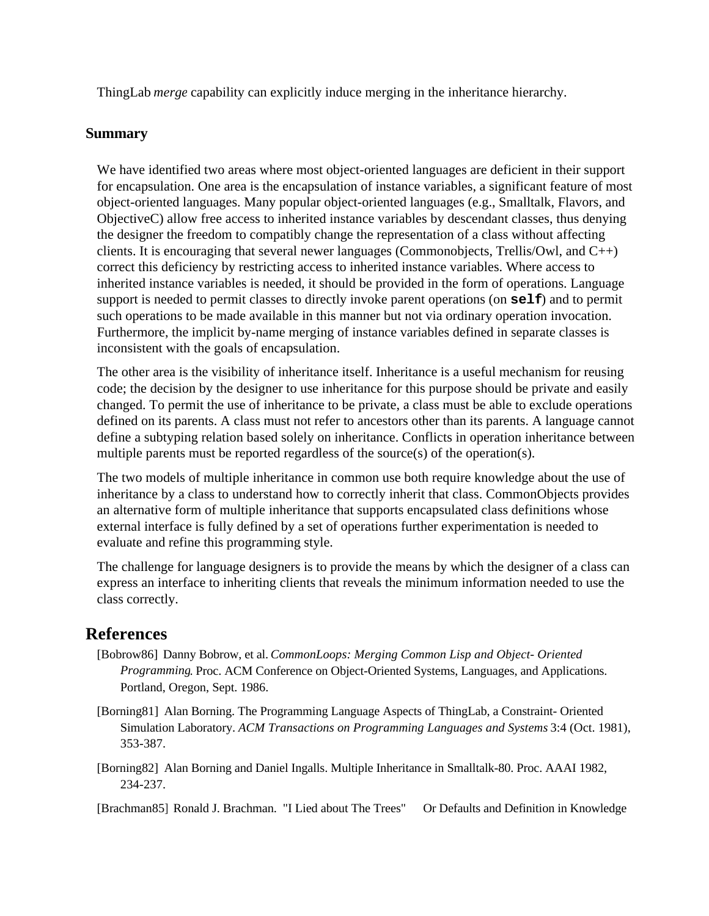ThingLab *merge* capability can explicitly induce merging in the inheritance hierarchy.

### Summary

We have identified two areas where most object-oriented languages are deficient in their support for encapsulation. One area is the encapsulation of instance variables, a significant feature of most object-oriented languages. Many popular object-oriented languages (e.g., Smalltalk, Flavors, and ObjectiveC) allow free access to inherited instance variables by descendant classes, thus denying the designer the freedom to compatibly change the representation of a class without affecting clients. It is encouraging that several newer languages (Commonobjects, Trellis/Owl, and C++) correct this deficiency by restricting access to inherited instance variables. Where access to inherited instance variables is needed, it should be provided in the form of operations. Language support is needed to permit classes to directly invoke parent operations (on **`self`**) and to permit such operations to be made available in this manner but not via ordinary operation invocation. Furthermore, the implicit by-name merging of instance variables defined in separate classes is inconsistent with the goals of encapsulation.

The other area is the visibility of inheritance itself. Inheritance is a useful mechanism for reusing code; the decision by the designer to use inheritance for this purpose should be private and easily changed. To permit the use of inheritance to be private, a class must be able to exclude operations defined on its parents. A class must not refer to ancestors other than its parents. A language cannot define a subtyping relation based solely on inheritance. Conflicts in operation inheritance between multiple parents must be reported regardless of the source(s) of the operation(s).

The two models of multiple inheritance in common use both require knowledge about the use of inheritance by a class to understand how to correctly inherit that class. CommonObjects provides an alternative form of multiple inheritance that supports encapsulated class definitions whose external interface is fully defined by a set of operations further experimentation is needed to evaluate and refine this programming style.

The challenge for language designers is to provide the means by which the designer of a class can express an interface to inheriting clients that reveals the minimum information needed to use the class correctly.

## References

[Bobrow86] Danny Bobrow, et al. *CommonLoops: Merging Common Lisp and Object- Oriented Programming*. Proc. ACM Conference on Object-Oriented Systems, Languages, and Applications. Portland, Oregon, Sept. 1986.

[Borning81] Alan Borning. The Programming Language Aspects of ThingLab, a Constraint- Oriented Simulation Laboratory. *ACM Transactions on Programming Languages and Systems* 3:4 (Oct. 1981), 353-387.

[Borning82] Alan Borning and Daniel Ingalls. Multiple Inheritance in Smalltalk-80. Proc. AAAI 1982, 234-237.

[Brachman85] Ronald J. Brachman. "I Lied about The Trees" Or Defaults and Definition in Knowledge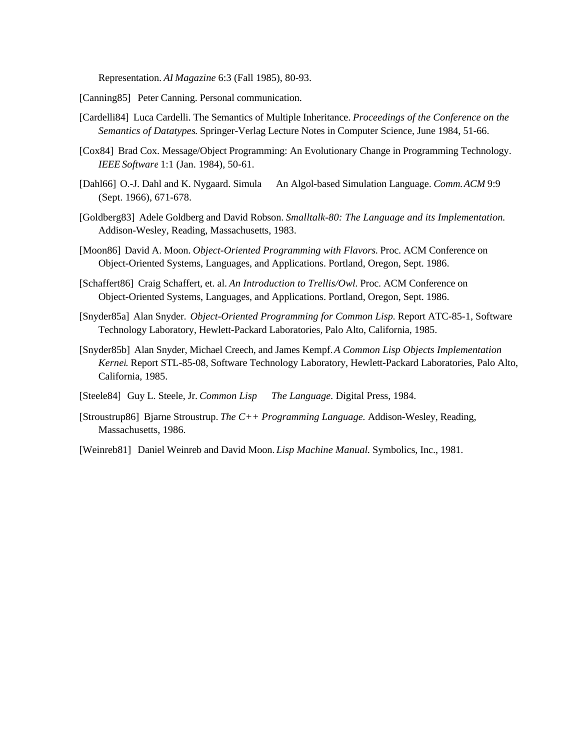Representation. *AI Magazine* 6:3 (Fall 1985), 80-93.

[Canning85] Peter Canning. Personal communication.

[Cardelli84] Luca Cardelli. The Semantics of Multiple Inheritance. *Proceedings of the Conference on the Semantics of Datatypes.* Springer-Verlag Lecture Notes in Computer Science, June 1984, 51-66.

[Cox84] Brad Cox. Message/Object Programming: An Evolutionary Change in Programming Technology. *IEEE Software* 1:1 (Jan. 1984), 50-61.

[Dahl66] O.-J. Dahl and K. Nygaard. Simula  An Algol-based Simulation Language. *Comm. ACM* 9:9 (Sept. 1966), 671-678.

[Goldberg83] Adele Goldberg and David Robson. *Smalltalk-80: The Language and its Implementation.* Addison-Wesley, Reading, Massachusetts, 1983.

[Moon86] David A. Moon. *Object-Oriented Programming with Flavors.* Proc. ACM Conference on Object-Oriented Systems, Languages, and Applications. Portland, Oregon, Sept. 1986.

[Schaffert86] Craig Schaffert, et. al. *An Introduction to Trellis/Owl.* Proc. ACM Conference on Object-Oriented Systems, Languages, and Applications. Portland, Oregon, Sept. 1986.

[Snyder85a] Alan Snyder. *Object-Oriented Programming for Common Lisp.* Report ATC-85-1, Software Technology Laboratory, Hewlett-Packard Laboratories, Palo Alto, California, 1985.

[Snyder85b] Alan Snyder, Michael Creech, and James Kempf. *A Common Lisp Objects Implementation Kernel.* Report STL-85-08, Software Technology Laboratory, Hewlett-Packard Laboratories, Palo Alto, California, 1985.

[Steele84] Guy L. Steele, Jr. *Common Lisp  The Language.* Digital Press, 1984.

[Stroustrup86] Bjarne Stroustrup. *The C++ Programming Language.* Addison-Wesley, Reading, Massachusetts, 1986.

[Weinreb81] Daniel Weinreb and David Moon. *Lisp Machine Manual.* Symbolics, Inc., 1981.